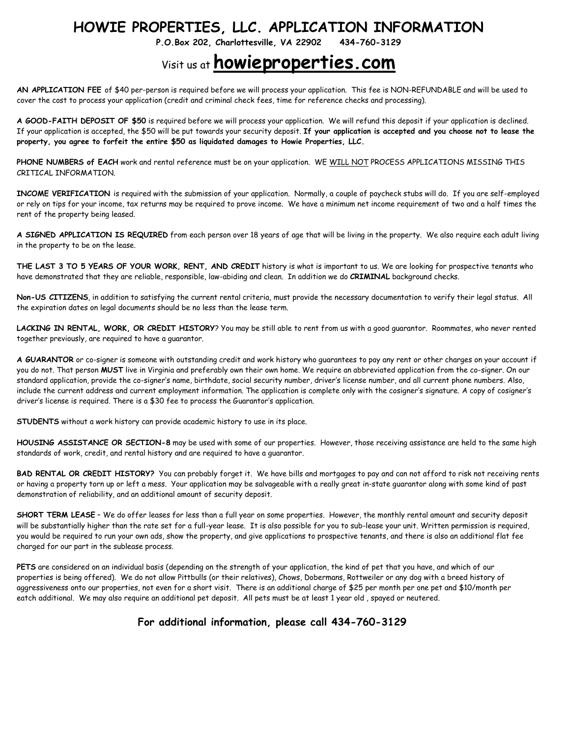# HOWIE PROPERTIES, LLC. APPLICATION INFORMATION

**P.O.Box 202, Charlottesville, VA 22902 434-760-3129**

## Visit us at howieproperties.com

**AN APPLICATION FEE** of $40 per-person is required before we will process your application. This fee is NON-REFUNDABLE and will be used to cover the cost to process your application (credit and criminal check fees, time for reference checks and processing).

**A GOOD-FAITH DEPOSIT OF $50** is required before we will process your application. We will refund this deposit if your application is declined. If your application is accepted, the $50 will be put towards your security deposit. **If your application is accepted and you choose not to lease the property, you agree to forfeit the entire $50 as liquidated damages to Howie Properties, LLC.**

**PHONE NUMBERS of EACH** work and rental reference must be on your application. WE WILL NOT PROCESS APPLICATIONS MISSING THIS CRITICAL INFORMATION.

**INCOME VERIFICATION** is required with the submission of your application. Normally, a couple of paycheck stubs will do. If you are self-employed or rely on tips for your income, tax returns may be required to prove income. We have a minimum net income requirement of two and a half times the rent of the property being leased.

**A SIGNED APPLICATION IS REQUIRED** from each person over 18 years of age that will be living in the property. We also require each adult living in the property to be on the lease.

**THE LAST 3 TO 5 YEARS OF YOUR WORK, RENT, AND CREDIT** history is what is important to us. We are looking for prospective tenants who have demonstrated that they are reliable, responsible, law-abiding and clean. In addition we do **CRIMINAL** background checks.

**Non-US CITIZENS**, in addition to satisfying the current rental criteria, must provide the necessary documentation to verify their legal status. All the expiration dates on legal documents should be no less than the lease term.

**LACKING IN RENTAL, WORK, OR CREDIT HISTORY**? You may be still able to rent from us with a good guarantor. Roommates, who never rented together previously, are required to have a guarantor.

**A GUARANTOR** or co-signer is someone with outstanding credit and work history who guarantees to pay any rent or other charges on your account if you do not. That person **MUST** live in Virginia and preferably own their own home. We require an abbreviated application from the co-signer. On our standard application, provide the co-signer's name, birthdate, social security number, driver's license number, and all current phone numbers. Also, include the current address and current employment information. The application is complete only with the cosigner's signature. A copy of cosigner's driver's license is required. There is a $30 fee to process the Guarantor's application.

**STUDENTS** without a work history can provide academic history to use in its place.

**HOUSING ASSISTANCE OR SECTION-8** may be used with some of our properties. However, those receiving assistance are held to the same high standards of work, credit, and rental history and are required to have a guarantor.

**BAD RENTAL OR CREDIT HISTORY?** You can probably forget it. We have bills and mortgages to pay and can not afford to risk not receiving rents or having a property torn up or left a mess. Your application may be salvageable with a really great in-state guarantor along with some kind of past demonstration of reliability, and an additional amount of security deposit.

**SHORT TERM LEASE** – We do offer leases for less than a full year on some properties. However, the monthly rental amount and security deposit will be substantially higher than the rate set for a full-year lease. It is also possible for you to sub-lease your unit. Written permission is required, you would be required to run your own ads, show the property, and give applications to prospective tenants, and there is also an additional flat fee charged for our part in the sublease process.

**PETS** are considered on an individual basis (depending on the strength of your application, the kind of pet that you have, and which of our properties is being offered). We do not allow Pittbulls (or their relatives), Chows, Dobermans, Rottweiler or any dog with a breed history of aggressiveness onto our properties, not even for a short visit. There is an additional charge of $25 per month per one pet and $10/month per eatch additional. We may also require an additional pet deposit. All pets must be at least 1 year old , spayed or neutered.

**For additional information, please call 434-760-3129**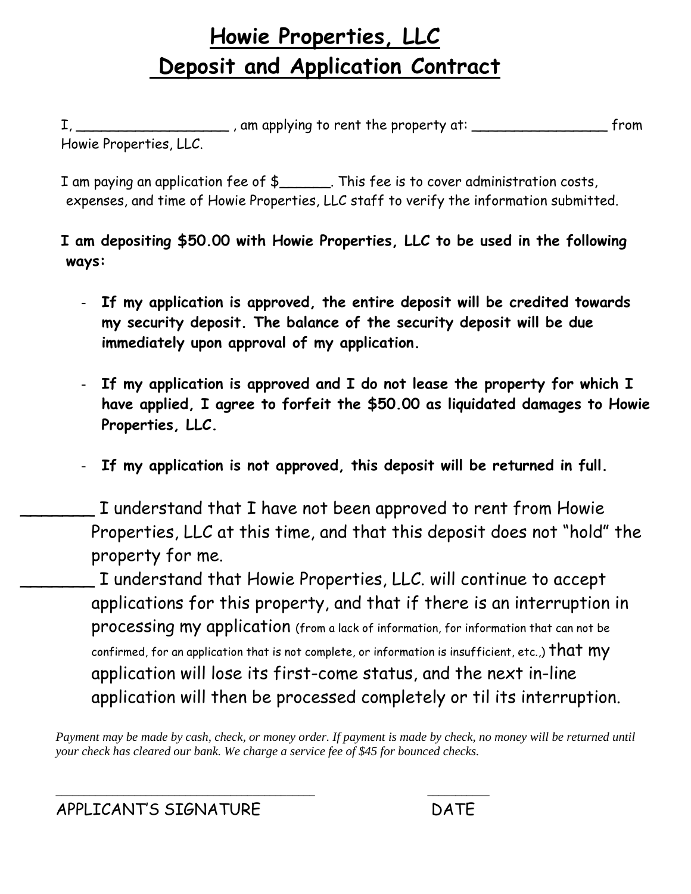# Howie Properties, LLC
# Deposit and Application Contract

I, __________________ , am applying to rent the property at: ________________ from Howie Properties, LLC.

I am paying an application fee of $______. This fee is to cover administration costs, expenses, and time of Howie Properties, LLC staff to verify the information submitted.

**I am depositing $50.00 with Howie Properties, LLC to be used in the following ways:**

- **If my application is approved, the entire deposit will be credited towards my security deposit. The balance of the security deposit will be due immediately upon approval of my application.**
- **If my application is approved and I do not lease the property for which I have applied, I agree to forfeit the $50.00 as liquidated damages to Howie Properties, LLC.**
- **If my application is not approved, this deposit will be returned in full.**

_______ I understand that I have not been approved to rent from Howie Properties, LLC at this time, and that this deposit does not "hold" the property for me.

_______ I understand that Howie Properties, LLC. will continue to accept applications for this property, and that if there is an interruption in processing my application (from a lack of information, for information that can not be confirmed, for an application that is not complete, or information is insufficient, etc.,) that my application will lose its first-come status, and the next in-line application will then be processed completely or til its interruption.

*Payment may be made by cash, check, or money order. If payment is made by check, no money will be returned until your check has cleared our bank. We charge a service fee of $45 for bounced checks.*

_________________________________ ________

APPLICANT'S SIGNATURE DATE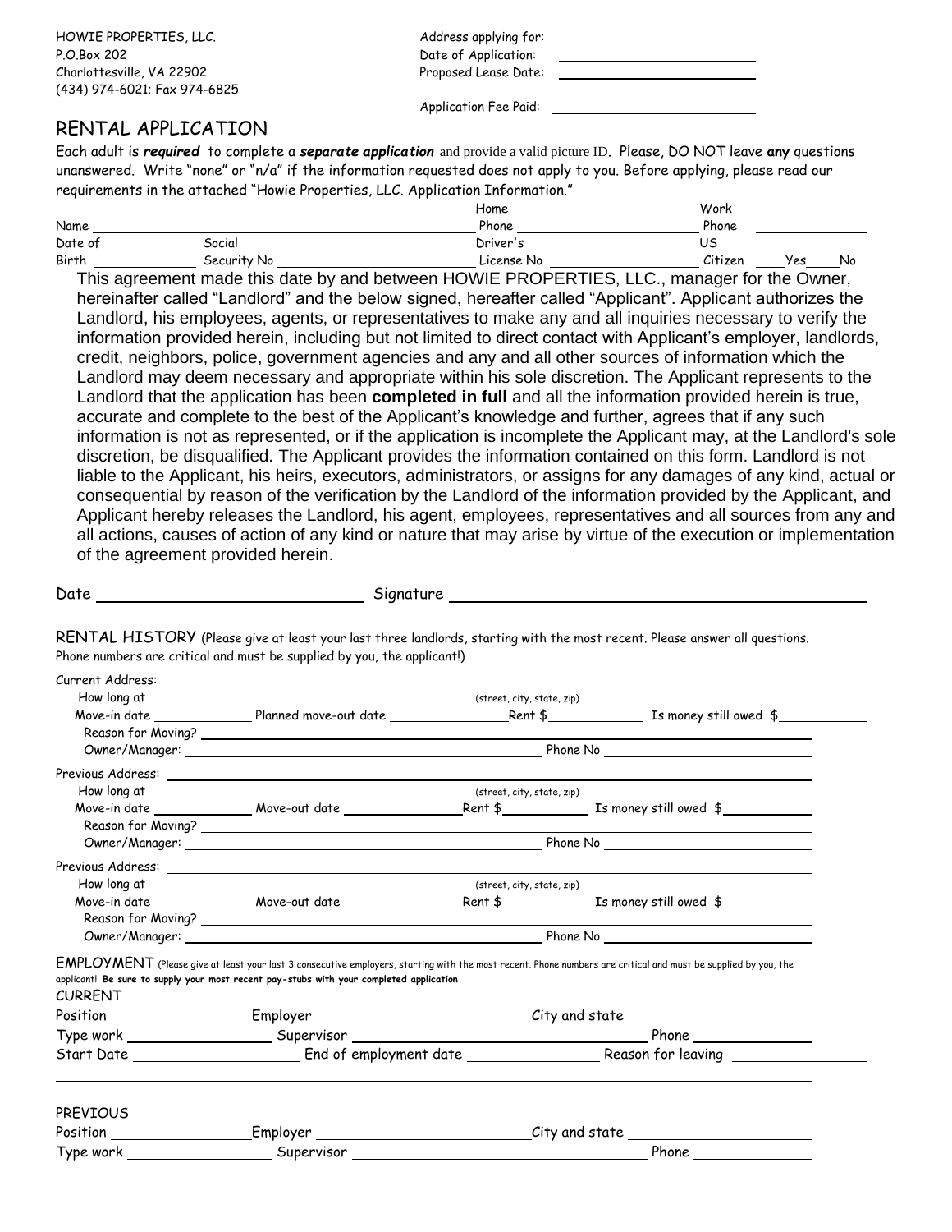HOWIE PROPERTIES, LLC.
P.O.Box 202
Charlottesville, VA 22902
(434) 974-6021; Fax 974-6825

Address applying for: ____________________
Date of Application: ____________________
Proposed Lease Date: ____________________

Application Fee Paid: ____________________

# RENTAL APPLICATION

Each adult is ***required*** to complete a ***separate application*** and provide a valid picture ID. Please, DO NOT leave **any** questions unanswered. Write "none" or "n/a" if the information requested does not apply to you. Before applying, please read our requirements in the attached "Howie Properties, LLC. Application Information."

Name ____________________ Home Phone ____________________ Work Phone ____________________

Date of Birth ____________ Social Security No ____________________ Driver's License No ____________________ US Citizen ____Yes____No

This agreement made this date by and between HOWIE PROPERTIES, LLC., manager for the Owner, hereinafter called "Landlord" and the below signed, hereafter called "Applicant". Applicant authorizes the Landlord, his employees, agents, or representatives to make any and all inquiries necessary to verify the information provided herein, including but not limited to direct contact with Applicant's employer, landlords, credit, neighbors, police, government agencies and any and all other sources of information which the Landlord may deem necessary and appropriate within his sole discretion. The Applicant represents to the Landlord that the application has been **completed in full** and all the information provided herein is true, accurate and complete to the best of the Applicant's knowledge and further, agrees that if any such information is not as represented, or if the application is incomplete the Applicant may, at the Landlord's sole discretion, be disqualified. The Applicant provides the information contained on this form. Landlord is not liable to the Applicant, his heirs, executors, administrators, or assigns for any damages of any kind, actual or consequential by reason of the verification by the Landlord of the information provided by the Applicant, and Applicant hereby releases the Landlord, his agent, employees, representatives and all sources from any and all actions, causes of action of any kind or nature that may arise by virtue of the execution or implementation of the agreement provided herein.

Date ____________________ Signature ____________________

## RENTAL HISTORY

(Please give at least your last three landlords, starting with the most recent. Please answer all questions. Phone numbers are critical and must be supplied by you, the applicant!)

Current Address: ____________________ (street, city, state, zip)
How long at
Move-in date ____________ Planned move-out date ____________ Rent $____________ Is money still owed $____________
Reason for Moving? ____________________
Owner/Manager: ____________________ Phone No ____________________

Previous Address: ____________________ (street, city, state, zip)
How long at
Move-in date ____________ Move-out date ____________ Rent $____________ Is money still owed $____________
Reason for Moving? ____________________
Owner/Manager: ____________________ Phone No ____________________

Previous Address: ____________________ (street, city, state, zip)
How long at
Move-in date ____________ Move-out date ____________ Rent $____________ Is money still owed $____________
Reason for Moving? ____________________
Owner/Manager: ____________________ Phone No ____________________

## EMPLOYMENT

(Please give at least your last 3 consecutive employers, starting with the most recent. Phone numbers are critical and must be supplied by you, the applicant! **Be sure to supply your most recent pay-stubs with your completed application**

CURRENT
Position ____________ Employer ____________________ City and state ____________________
Type work ____________ Supervisor ____________________ Phone ____________
Start Date ____________ End of employment date ____________ Reason for leaving ____________

PREVIOUS
Position ____________ Employer ____________________ City and state ____________________
Type work ____________ Supervisor ____________________ Phone ____________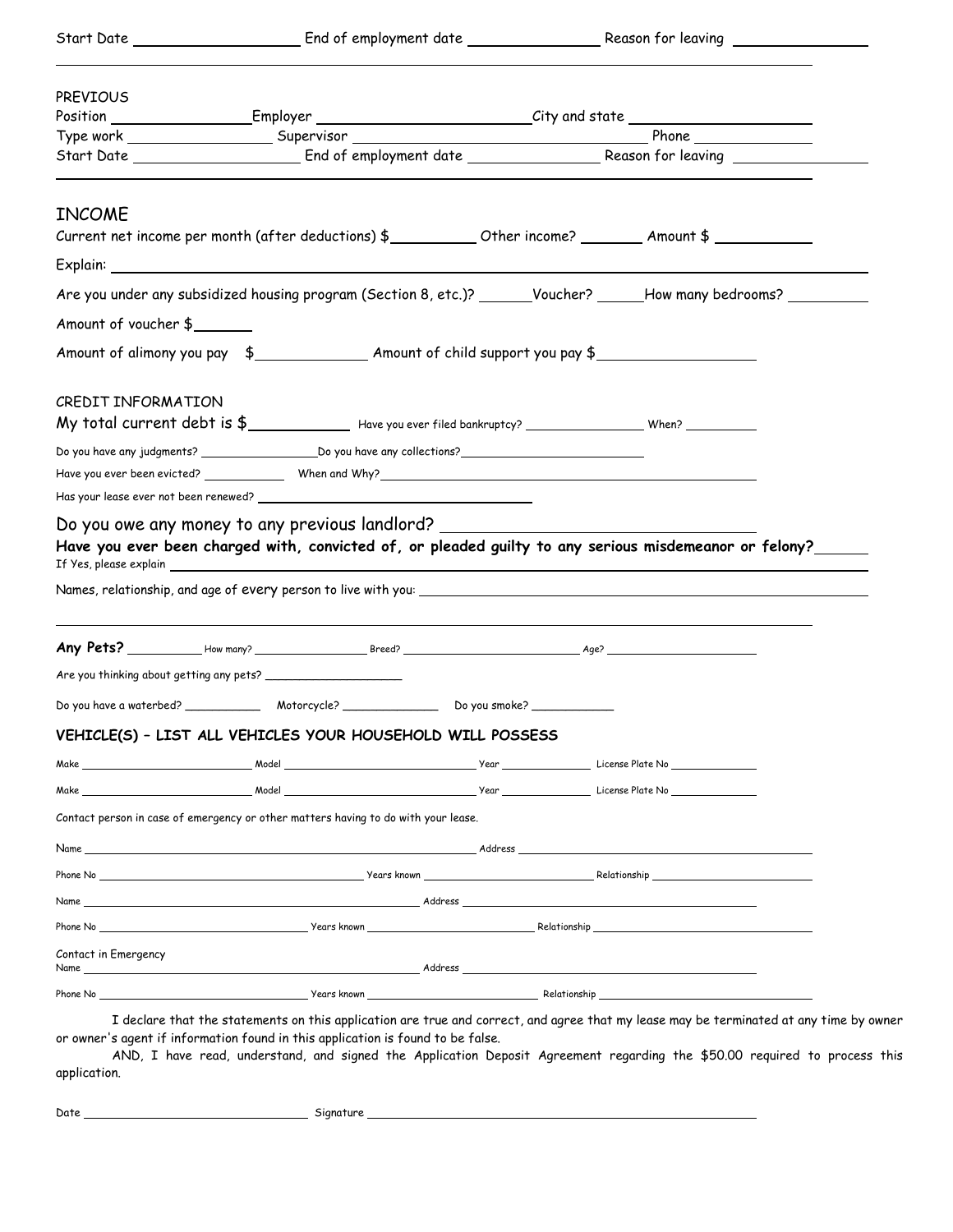Start Date ____________________ End of employment date ________________ Reason for leaving ________________

---

PREVIOUS

Position ________________ Employer ________________________ City and state ______________________

Type work _________________ Supervisor ______________________________________ Phone _______________

Start Date ____________________ End of employment date ________________ Reason for leaving ________________

---

## INCOME

Current net income per month (after deductions) $__________ Other income? ________ Amount $ ____________

Explain: ____________________________________________________________________________

Are you under any subsidized housing program (Section 8, etc.)? ______Voucher? ______How many bedrooms? __________

Amount of voucher $_______

Amount of alimony you pay $______________ Amount of child support you pay $___________________

## CREDIT INFORMATION

My total current debt is $____________ Have you ever filed bankruptcy? ________________ When? __________

Do you have any judgments? __________________Do you have any collections?___________________________

Have you ever been evicted? ____________ When and Why?________________________________________________

Has your lease ever not been renewed? ____________________________________

Do you owe any money to any previous landlord? ________________________________

**Have you ever been charged with, convicted of, or pleaded guilty to any serious misdemeanor or felony?______**

If Yes, please explain ____________________________________________________________________________

Names, relationship, and age of every person to live with you: ________________________________________________

---

**Any Pets?** __________ How many? _________________ Breed? ___________________________ Age? _______________________

Are you thinking about getting any pets? ____________________

Do you have a waterbed? ___________ Motorcycle? ______________ Do you smoke? ____________

### VEHICLE(S) – LIST ALL VEHICLES YOUR HOUSEHOLD WILL POSSESS

Make ___________________________ Model _______________________________ Year _______________ License Plate No ______________

Make ___________________________ Model _______________________________ Year _______________ License Plate No ______________

Contact person in case of emergency or other matters having to do with your lease.

Name ______________________________________________________ Address _____________________________________________

Phone No ________________________________________ Years known ____________________________ Relationship ________________________

Name ______________________________________________________ Address _____________________________________________

Phone No ________________________________________ Years known ____________________________ Relationship ________________________

Contact in Emergency

Name ______________________________________________________ Address _____________________________________________

Phone No ________________________________________ Years known ____________________________ Relationship ________________________

I declare that the statements on this application are true and correct, and agree that my lease may be terminated at any time by owner or owner's agent if information found in this application is found to be false.

AND, I have read, understand, and signed the Application Deposit Agreement regarding the $50.00 required to process this application.

Date _________________________________ Signature _____________________________________________________________